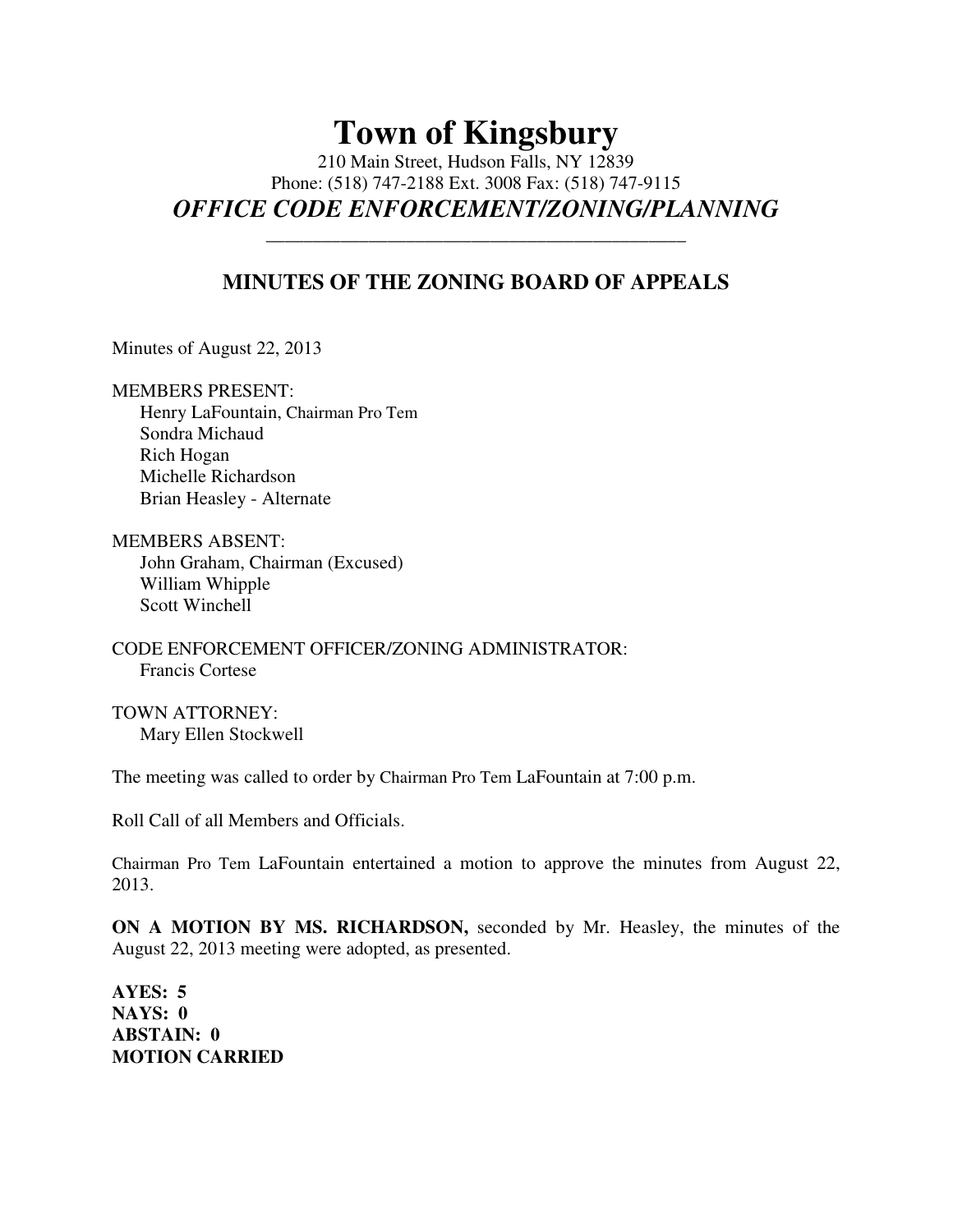# Town of Kingsbury

210 Main Street, Hudson Falls, NY 12839
Phone: (518) 747-2188 Ext. 3008 Fax: (518) 747-9115

## *OFFICE CODE ENFORCEMENT/ZONING/PLANNING*

---

## MINUTES OF THE ZONING BOARD OF APPEALS

Minutes of August 22, 2013

MEMBERS PRESENT:
Henry LaFountain, Chairman Pro Tem
Sondra Michaud
Rich Hogan
Michelle Richardson
Brian Heasley - Alternate

MEMBERS ABSENT:
John Graham, Chairman (Excused)
William Whipple
Scott Winchell

CODE ENFORCEMENT OFFICER/ZONING ADMINISTRATOR:
Francis Cortese

TOWN ATTORNEY:
Mary Ellen Stockwell

The meeting was called to order by Chairman Pro Tem LaFountain at 7:00 p.m.

Roll Call of all Members and Officials.

Chairman Pro Tem LaFountain entertained a motion to approve the minutes from August 22, 2013.

**ON A MOTION BY MS. RICHARDSON,** seconded by Mr. Heasley, the minutes of the August 22, 2013 meeting were adopted, as presented.

**AYES: 5**
**NAYS: 0**
**ABSTAIN: 0**
**MOTION CARRIED**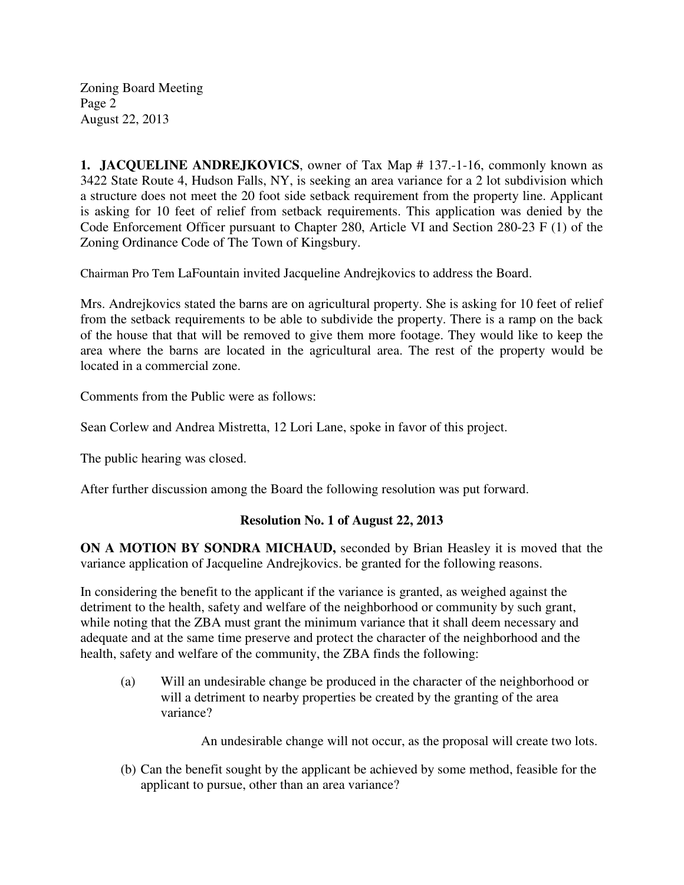**1. JACQUELINE ANDREJKOVICS**, owner of Tax Map # 137.-1-16, commonly known as 3422 State Route 4, Hudson Falls, NY, is seeking an area variance for a 2 lot subdivision which a structure does not meet the 20 foot side setback requirement from the property line. Applicant is asking for 10 feet of relief from setback requirements. This application was denied by the Code Enforcement Officer pursuant to Chapter 280, Article VI and Section 280-23 F (1) of the Zoning Ordinance Code of The Town of Kingsbury.

Chairman Pro Tem LaFountain invited Jacqueline Andrejkovics to address the Board.

Mrs. Andrejkovics stated the barns are on agricultural property. She is asking for 10 feet of relief from the setback requirements to be able to subdivide the property. There is a ramp on the back of the house that that will be removed to give them more footage. They would like to keep the area where the barns are located in the agricultural area. The rest of the property would be located in a commercial zone.

Comments from the Public were as follows:

Sean Corlew and Andrea Mistretta, 12 Lori Lane, spoke in favor of this project.

The public hearing was closed.

After further discussion among the Board the following resolution was put forward.

**Resolution No. 1 of August 22, 2013**

**ON A MOTION BY SONDRA MICHAUD,** seconded by Brian Heasley it is moved that the variance application of Jacqueline Andrejkovics. be granted for the following reasons.

In considering the benefit to the applicant if the variance is granted, as weighed against the detriment to the health, safety and welfare of the neighborhood or community by such grant, while noting that the ZBA must grant the minimum variance that it shall deem necessary and adequate and at the same time preserve and protect the character of the neighborhood and the health, safety and welfare of the community, the ZBA finds the following:

(a) Will an undesirable change be produced in the character of the neighborhood or will a detriment to nearby properties be created by the granting of the area variance?

An undesirable change will not occur, as the proposal will create two lots.

(b) Can the benefit sought by the applicant be achieved by some method, feasible for the applicant to pursue, other than an area variance?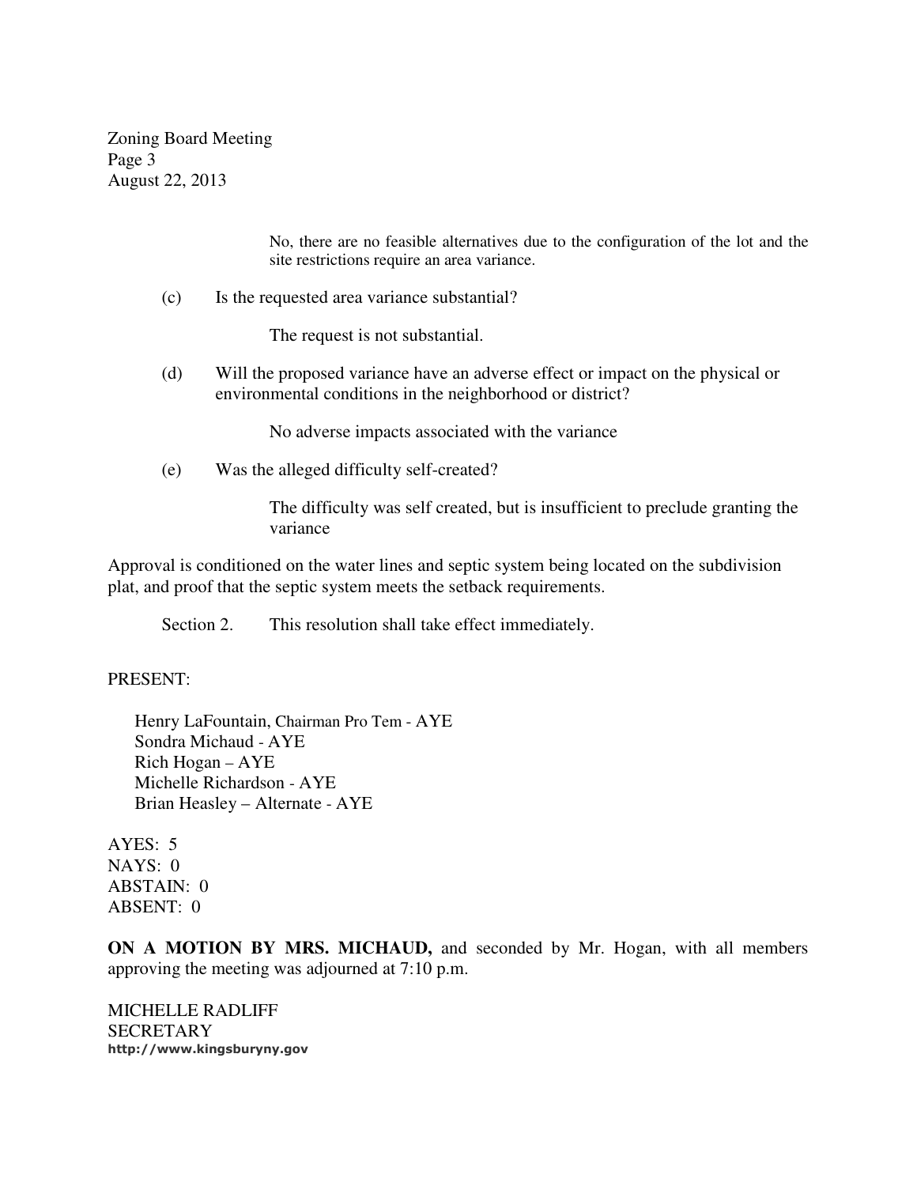No, there are no feasible alternatives due to the configuration of the lot and the site restrictions require an area variance.

(c) Is the requested area variance substantial?

The request is not substantial.

(d) Will the proposed variance have an adverse effect or impact on the physical or environmental conditions in the neighborhood or district?

No adverse impacts associated with the variance

(e) Was the alleged difficulty self-created?

The difficulty was self created, but is insufficient to preclude granting the variance

Approval is conditioned on the water lines and septic system being located on the subdivision plat, and proof that the septic system meets the setback requirements.

Section 2. This resolution shall take effect immediately.

PRESENT:

Henry LaFountain, Chairman Pro Tem - AYE
Sondra Michaud - AYE
Rich Hogan – AYE
Michelle Richardson - AYE
Brian Heasley – Alternate - AYE

AYES: 5
NAYS: 0
ABSTAIN: 0
ABSENT: 0

**ON A MOTION BY MRS. MICHAUD,** and seconded by Mr. Hogan, with all members approving the meeting was adjourned at 7:10 p.m.

MICHELLE RADLIFF
SECRETARY
http://www.kingsburyny.gov